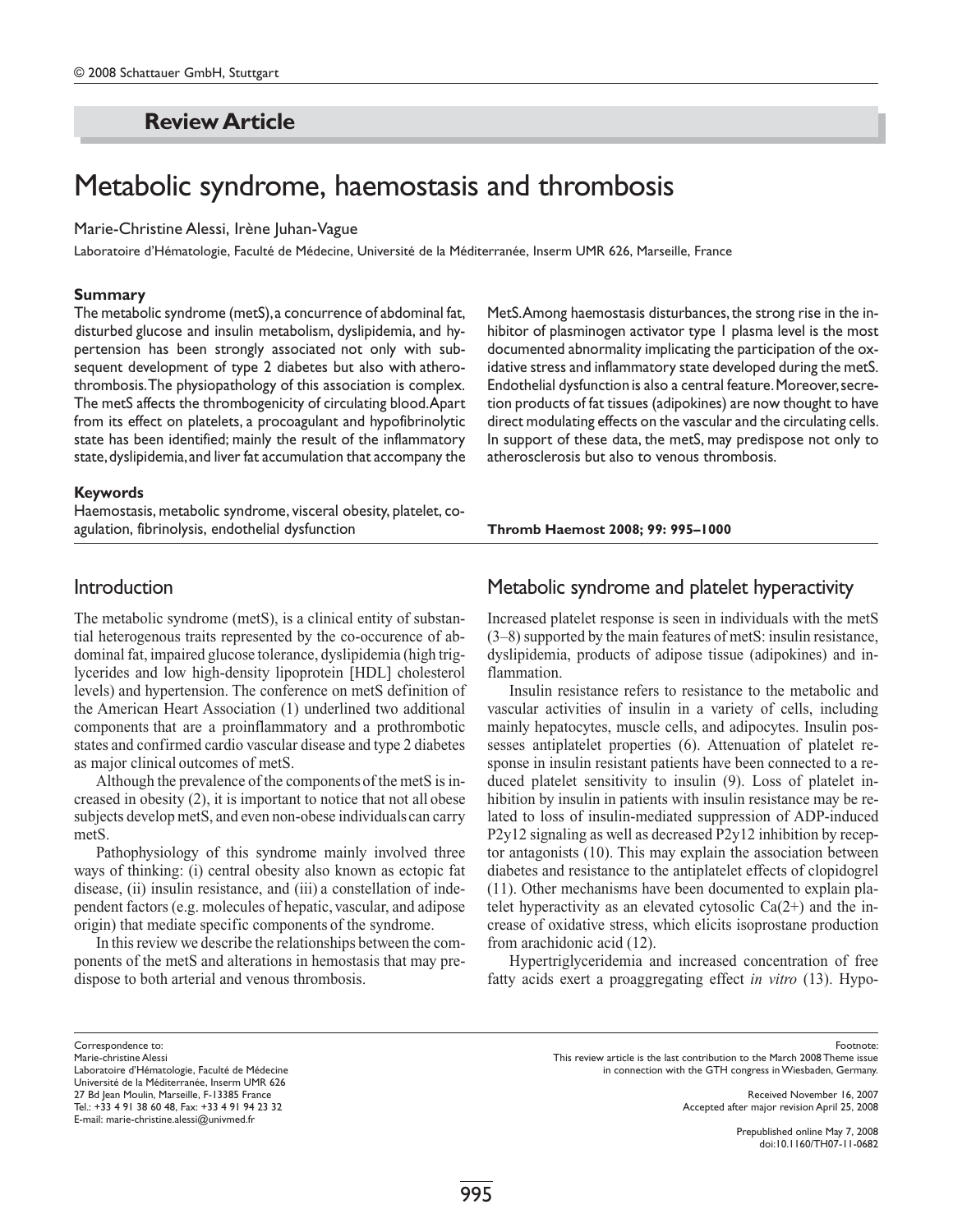**Review Article**

# Metabolic syndrome, haemostasis and thrombosis

Marie-Christine Alessi, Irène Juhan-Vague

Laboratoire d'Hématologie, Faculté de Médecine, Université de la Méditerranée, Inserm UMR 626, Marseille, France

### Summary

The metabolic syndrome (metS), a concurrence of abdominal fat, disturbed glucose and insulin metabolism, dyslipidemia, and hypertension has been strongly associated not only with subsequent development of type 2 diabetes but also with atherothrombosis. The physiopathology of this association is complex. The metS affects the thrombogenicity of circulating blood. Apart from its effect on platelets, a procoagulant and hypofibrinolytic state has been identified; mainly the result of the inflammatory state, dyslipidemia, and liver fat accumulation that accompany the MetS. Among haemostasis disturbances, the strong rise in the inhibitor of plasminogen activator type 1 plasma level is the most documented abnormality implicating the participation of the oxidative stress and inflammatory state developed during the metS. Endothelial dysfunction is also a central feature. Moreover, secretion products of fat tissues (adipokines) are now thought to have direct modulating effects on the vascular and the circulating cells. In support of these data, the metS, may predispose not only to atherosclerosis but also to venous thrombosis.

### Keywords

Haemostasis, metabolic syndrome, visceral obesity, platelet, coagulation, fibrinolysis, endothelial dysfunction

Correspondence to:
Marie-christine Alessi
Laboratoire d'Hématologie, Faculté de Médecine
Université de la Méditerranée, Inserm UMR 626
27 Bd Jean Moulin, Marseille, F-13385 France
Tel.: +33 4 91 38 60 48, Fax: +33 4 91 94 23 32
E-mail: marie-christine.alessi@univmed.fr

Footnote:
This review article is the last contribution to the March 2008 Theme issue in connection with the GTH congress in Wiesbaden, Germany.

Received November 16, 2007
Accepted after major revision April 25, 2008

Prepublished online May 7, 2008
doi:10.1160/TH07-11-0682

## Introduction

The metabolic syndrome (metS), is a clinical entity of substantial heterogenous traits represented by the co-occurence of abdominal fat, impaired glucose tolerance, dyslipidemia (high triglycerides and low high-density lipoprotein [HDL] cholesterol levels) and hypertension. The conference on metS definition of the American Heart Association (1) underlined two additional components that are a proinflammatory and a prothrombotic states and confirmed cardio vascular disease and type 2 diabetes as major clinical outcomes of metS.

Although the prevalence of the components of the metS is increased in obesity (2), it is important to notice that not all obese subjects develop metS, and even non-obese individuals can carry metS.

Pathophysiology of this syndrome mainly involved three ways of thinking: (i) central obesity also known as ectopic fat disease, (ii) insulin resistance, and (iii) a constellation of independent factors (e.g. molecules of hepatic, vascular, and adipose origin) that mediate specific components of the syndrome.

In this review we describe the relationships between the components of the metS and alterations in hemostasis that may predispose to both arterial and venous thrombosis.

## Metabolic syndrome and platelet hyperactivity

Increased platelet response is seen in individuals with the metS (3–8) supported by the main features of metS: insulin resistance, dyslipidemia, products of adipose tissue (adipokines) and inflammation.

Insulin resistance refers to resistance to the metabolic and vascular activities of insulin in a variety of cells, including mainly hepatocytes, muscle cells, and adipocytes. Insulin possesses antiplatelet properties (6). Attenuation of platelet response in insulin resistant patients have been connected to a reduced platelet sensitivity to insulin (9). Loss of platelet inhibition by insulin in patients with insulin resistance may be related to loss of insulin-mediated suppression of ADP-induced P2y12 signaling as well as decreased P2y12 inhibition by receptor antagonists (10). This may explain the association between diabetes and resistance to the antiplatelet effects of clopidogrel (11). Other mechanisms have been documented to explain platelet hyperactivity as an elevated cytosolic $Ca^{2+}$ and the increase of oxidative stress, which elicits isoprostane production from arachidonic acid (12).

Hypertriglyceridemia and increased concentration of free fatty acids exert a proaggregating effect *in vitro* (13). Hypo-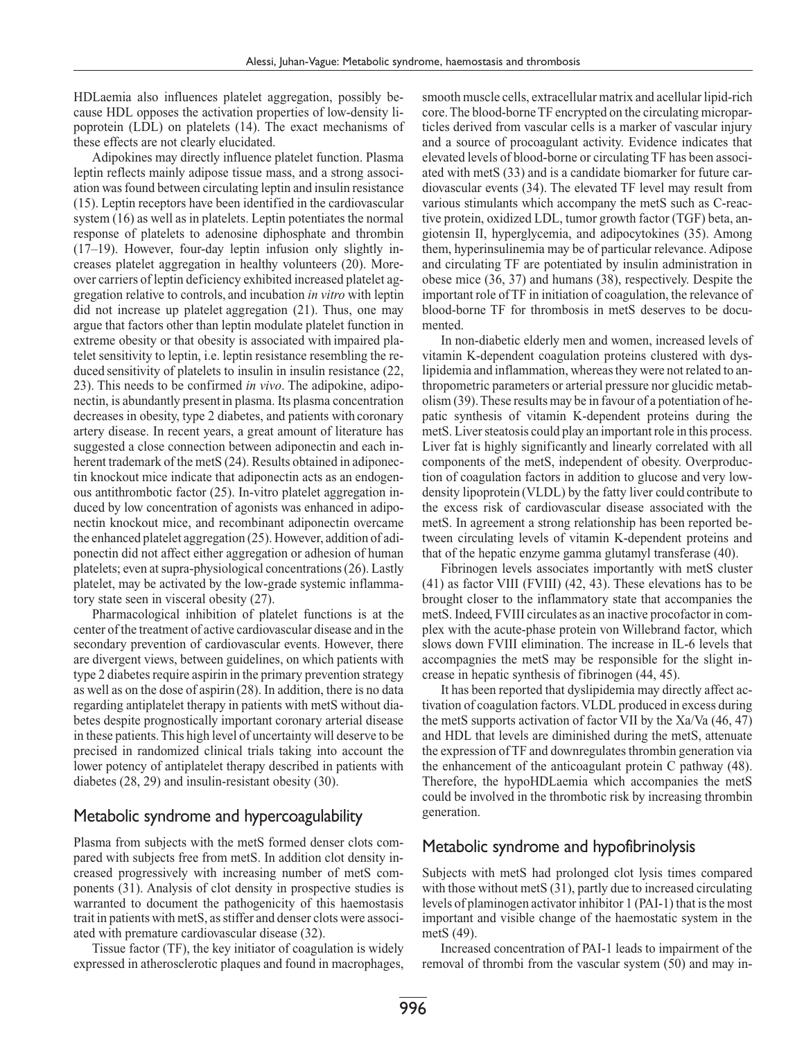HDLaemia also influences platelet aggregation, possibly because HDL opposes the activation properties of low-density lipoprotein (LDL) on platelets (14). The exact mechanisms of these effects are not clearly elucidated.

Adipokines may directly influence platelet function. Plasma leptin reflects mainly adipose tissue mass, and a strong association was found between circulating leptin and insulin resistance (15). Leptin receptors have been identified in the cardiovascular system (16) as well as in platelets. Leptin potentiates the normal response of platelets to adenosine diphosphate and thrombin (17–19). However, four-day leptin infusion only slightly increases platelet aggregation in healthy volunteers (20). Moreover carriers of leptin deficiency exhibited increased platelet aggregation relative to controls, and incubation *in vitro* with leptin did not increase up platelet aggregation (21). Thus, one may argue that factors other than leptin modulate platelet function in extreme obesity or that obesity is associated with impaired platelet sensitivity to leptin, i.e. leptin resistance resembling the reduced sensitivity of platelets to insulin in insulin resistance (22, 23). This needs to be confirmed *in vivo*. The adipokine, adiponectin, is abundantly present in plasma. Its plasma concentration decreases in obesity, type 2 diabetes, and patients with coronary artery disease. In recent years, a great amount of literature has suggested a close connection between adiponectin and each inherent trademark of the metS (24). Results obtained in adiponectin knockout mice indicate that adiponectin acts as an endogenous antithrombotic factor (25). In-vitro platelet aggregation induced by low concentration of agonists was enhanced in adiponectin knockout mice, and recombinant adiponectin overcame the enhanced platelet aggregation (25). However, addition of adiponectin did not affect either aggregation or adhesion of human platelets; even at supra-physiological concentrations (26). Lastly platelet, may be activated by the low-grade systemic inflammatory state seen in visceral obesity (27).

Pharmacological inhibition of platelet functions is at the center of the treatment of active cardiovascular disease and in the secondary prevention of cardiovascular events. However, there are divergent views, between guidelines, on which patients with type 2 diabetes require aspirin in the primary prevention strategy as well as on the dose of aspirin (28). In addition, there is no data regarding antiplatelet therapy in patients with metS without diabetes despite prognostically important coronary arterial disease in these patients. This high level of uncertainty will deserve to be precised in randomized clinical trials taking into account the lower potency of antiplatelet therapy described in patients with diabetes (28, 29) and insulin-resistant obesity (30).

## Metabolic syndrome and hypercoagulability

Plasma from subjects with the metS formed denser clots compared with subjects free from metS. In addition clot density increased progressively with increasing number of metS components (31). Analysis of clot density in prospective studies is warranted to document the pathogenicity of this haemostasis trait in patients with metS, as stiffer and denser clots were associated with premature cardiovascular disease (32).

Tissue factor (TF), the key initiator of coagulation is widely expressed in atherosclerotic plaques and found in macrophages, smooth muscle cells, extracellular matrix and acellular lipid-rich core. The blood-borne TF encrypted on the circulating microparticles derived from vascular cells is a marker of vascular injury and a source of procoagulant activity. Evidence indicates that elevated levels of blood-borne or circulating TF has been associated with metS (33) and is a candidate biomarker for future cardiovascular events (34). The elevated TF level may result from various stimulants which accompany the metS such as C-reactive protein, oxidized LDL, tumor growth factor (TGF) beta, angiotensin II, hyperglycemia, and adipocytokines (35). Among them, hyperinsulinemia may be of particular relevance. Adipose and circulating TF are potentiated by insulin administration in obese mice (36, 37) and humans (38), respectively. Despite the important role of TF in initiation of coagulation, the relevance of blood-borne TF for thrombosis in metS deserves to be documented.

In non-diabetic elderly men and women, increased levels of vitamin K-dependent coagulation proteins clustered with dyslipidemia and inflammation, whereas they were not related to anthropometric parameters or arterial pressure nor glucidic metabolism (39). These results may be in favour of a potentiation of hepatic synthesis of vitamin K-dependent proteins during the metS. Liver steatosis could play an important role in this process. Liver fat is highly significantly and linearly correlated with all components of the metS, independent of obesity. Overproduction of coagulation factors in addition to glucose and very low-density lipoprotein (VLDL) by the fatty liver could contribute to the excess risk of cardiovascular disease associated with the metS. In agreement a strong relationship has been reported between circulating levels of vitamin K-dependent proteins and that of the hepatic enzyme gamma glutamyl transferase (40).

Fibrinogen levels associates importantly with metS cluster (41) as factor VIII (FVIII) (42, 43). These elevations has to be brought closer to the inflammatory state that accompanies the metS. Indeed, FVIII circulates as an inactive procofactor in complex with the acute-phase protein von Willebrand factor, which slows down FVIII elimination. The increase in IL-6 levels that accompagnies the metS may be responsible for the slight increase in hepatic synthesis of fibrinogen (44, 45).

It has been reported that dyslipidemia may directly affect activation of coagulation factors. VLDL produced in excess during the metS supports activation of factor VII by the Xa/Va (46, 47) and HDL that levels are diminished during the metS, attenuate the expression of TF and downregulates thrombin generation via the enhancement of the anticoagulant protein C pathway (48). Therefore, the hypoHDLaemia which accompanies the metS could be involved in the thrombotic risk by increasing thrombin generation.

## Metabolic syndrome and hypofibrinolysis

Subjects with metS had prolonged clot lysis times compared with those without metS (31), partly due to increased circulating levels of plaminogen activator inhibitor 1 (PAI-1) that is the most important and visible change of the haemostatic system in the metS (49).

Increased concentration of PAI-1 leads to impairment of the removal of thrombi from the vascular system (50) and may in-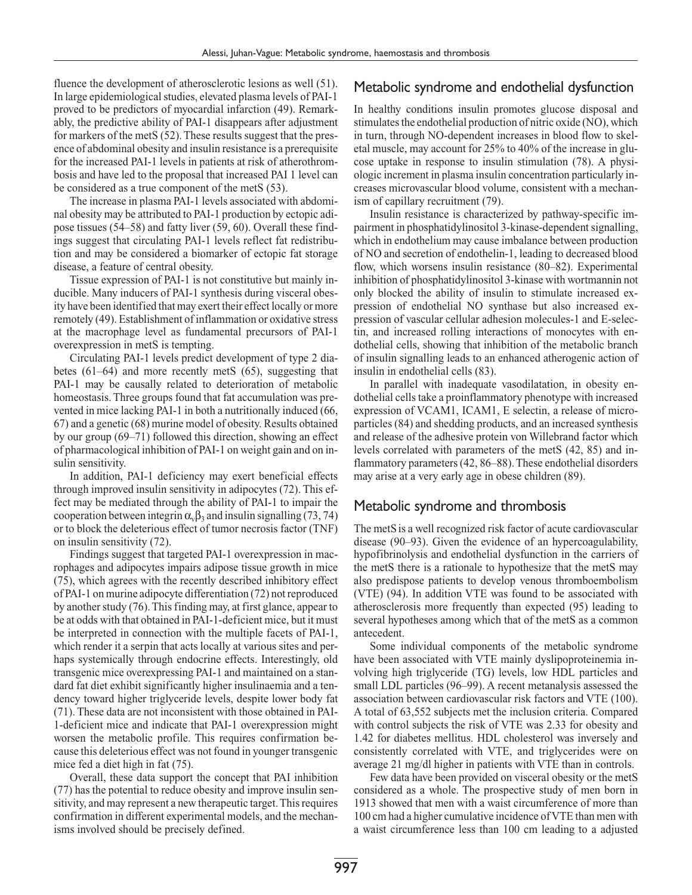fluence the development of atherosclerotic lesions as well (51). In large epidemiological studies, elevated plasma levels of PAI-1 proved to be predictors of myocardial infarction (49). Remarkably, the predictive ability of PAI-1 disappears after adjustment for markers of the metS (52). These results suggest that the presence of abdominal obesity and insulin resistance is a prerequisite for the increased PAI-1 levels in patients at risk of atherothrombosis and have led to the proposal that increased PAI 1 level can be considered as a true component of the metS (53).

The increase in plasma PAI-1 levels associated with abdominal obesity may be attributed to PAI-1 production by ectopic adipose tissues (54–58) and fatty liver (59, 60). Overall these findings suggest that circulating PAI-1 levels reflect fat redistribution and may be considered a biomarker of ectopic fat storage disease, a feature of central obesity.

Tissue expression of PAI-1 is not constitutive but mainly inducible. Many inducers of PAI-1 synthesis during visceral obesity have been identified that may exert their effect locally or more remotely (49). Establishment of inflammation or oxidative stress at the macrophage level as fundamental precursors of PAI-1 overexpression in metS is tempting.

Circulating PAI-1 levels predict development of type 2 diabetes (61–64) and more recently metS (65), suggesting that PAI-1 may be causally related to deterioration of metabolic homeostasis. Three groups found that fat accumulation was prevented in mice lacking PAI-1 in both a nutritionally induced (66, 67) and a genetic (68) murine model of obesity. Results obtained by our group (69–71) followed this direction, showing an effect of pharmacological inhibition of PAI-1 on weight gain and on insulin sensitivity.

In addition, PAI-1 deficiency may exert beneficial effects through improved insulin sensitivity in adipocytes (72). This effect may be mediated through the ability of PAI-1 to impair the cooperation between integrin $\alpha_v\beta_3$ and insulin signalling (73, 74) or to block the deleterious effect of tumor necrosis factor (TNF) on insulin sensitivity (72).

Findings suggest that targeted PAI-1 overexpression in macrophages and adipocytes impairs adipose tissue growth in mice (75), which agrees with the recently described inhibitory effect of PAI-1 on murine adipocyte differentiation (72) not reproduced by another study (76). This finding may, at first glance, appear to be at odds with that obtained in PAI-1-deficient mice, but it must be interpreted in connection with the multiple facets of PAI-1, which render it a serpin that acts locally at various sites and perhaps systemically through endocrine effects. Interestingly, old transgenic mice overexpressing PAI-1 and maintained on a standard fat diet exhibit significantly higher insulinaemia and a tendency toward higher triglyceride levels, despite lower body fat (71). These data are not inconsistent with those obtained in PAI-1-deficient mice and indicate that PAI-1 overexpression might worsen the metabolic profile. This requires confirmation because this deleterious effect was not found in younger transgenic mice fed a diet high in fat (75).

Overall, these data support the concept that PAI inhibition (77) has the potential to reduce obesity and improve insulin sensitivity, and may represent a new therapeutic target. This requires confirmation in different experimental models, and the mechanisms involved should be precisely defined.

## Metabolic syndrome and endothelial dysfunction

In healthy conditions insulin promotes glucose disposal and stimulates the endothelial production of nitric oxide (NO), which in turn, through NO-dependent increases in blood flow to skeletal muscle, may account for 25% to 40% of the increase in glucose uptake in response to insulin stimulation (78). A physiologic increment in plasma insulin concentration particularly increases microvascular blood volume, consistent with a mechanism of capillary recruitment (79).

Insulin resistance is characterized by pathway-specific impairment in phosphatidylinositol 3-kinase-dependent signalling, which in endothelium may cause imbalance between production of NO and secretion of endothelin-1, leading to decreased blood flow, which worsens insulin resistance (80–82). Experimental inhibition of phosphatidylinositol 3-kinase with wortmannin not only blocked the ability of insulin to stimulate increased expression of endothelial NO synthase but also increased expression of vascular cellular adhesion molecules-1 and E-selectin, and increased rolling interactions of monocytes with endothelial cells, showing that inhibition of the metabolic branch of insulin signalling leads to an enhanced atherogenic action of insulin in endothelial cells (83).

In parallel with inadequate vasodilatation, in obesity endothelial cells take a proinflammatory phenotype with increased expression of VCAM1, ICAM1, E selectin, a release of microparticles (84) and shedding products, and an increased synthesis and release of the adhesive protein von Willebrand factor which levels correlated with parameters of the metS (42, 85) and inflammatory parameters (42, 86–88). These endothelial disorders may arise at a very early age in obese children (89).

## Metabolic syndrome and thrombosis

The metS is a well recognized risk factor of acute cardiovascular disease (90–93). Given the evidence of an hypercoagulability, hypofibrinolysis and endothelial dysfunction in the carriers of the metS there is a rationale to hypothesize that the metS may also predispose patients to develop venous thromboembolism (VTE) (94). In addition VTE was found to be associated with atherosclerosis more frequently than expected (95) leading to several hypotheses among which that of the metS as a common antecedent.

Some individual components of the metabolic syndrome have been associated with VTE mainly dyslipoproteinemia involving high triglyceride (TG) levels, low HDL particles and small LDL particles (96–99). A recent metanalysis assessed the association between cardiovascular risk factors and VTE (100). A total of 63,552 subjects met the inclusion criteria. Compared with control subjects the risk of VTE was 2.33 for obesity and 1.42 for diabetes mellitus. HDL cholesterol was inversely and consistently correlated with VTE, and triglycerides were on average 21 mg/dl higher in patients with VTE than in controls.

Few data have been provided on visceral obesity or the metS considered as a whole. The prospective study of men born in 1913 showed that men with a waist circumference of more than 100 cm had a higher cumulative incidence of VTE than men with a waist circumference less than 100 cm leading to a adjusted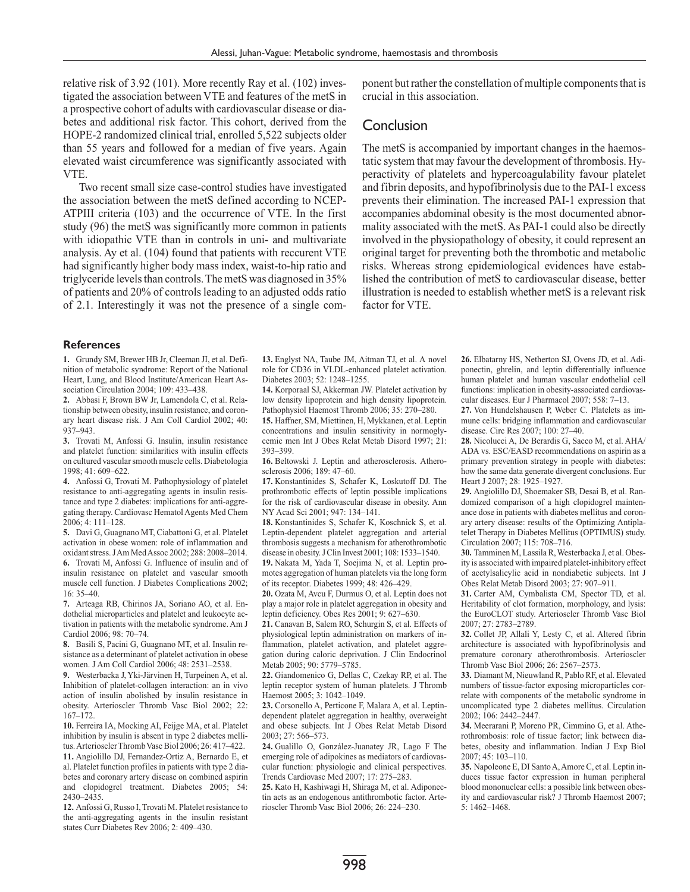relative risk of 3.92 (101). More recently Ray et al. (102) investigated the association between VTE and features of the metS in a prospective cohort of adults with cardiovascular disease or diabetes and additional risk factor. This cohort, derived from the HOPE-2 randomized clinical trial, enrolled 5,522 subjects older than 55 years and followed for a median of five years. Again elevated waist circumference was significantly associated with VTE.

Two recent small size case-control studies have investigated the association between the metS defined according to NCEP-ATPIII criteria (103) and the occurrence of VTE. In the first study (96) the metS was significantly more common in patients with idiopathic VTE than in controls in uni- and multivariate analysis. Ay et al. (104) found that patients with reccurent VTE had significantly higher body mass index, waist-to-hip ratio and triglyceride levels than controls. The metS was diagnosed in 35% of patients and 20% of controls leading to an adjusted odds ratio of 2.1. Interestingly it was not the presence of a single component but rather the constellation of multiple components that is crucial in this association.

## Conclusion

The metS is accompanied by important changes in the haemostatic system that may favour the development of thrombosis. Hyperactivity of platelets and hypercoagulability favour platelet and fibrin deposits, and hypofibrinolysis due to the PAI-1 excess prevents their elimination. The increased PAI-1 expression that accompanies abdominal obesity is the most documented abnormality associated with the metS. As PAI-1 could also be directly involved in the physiopathology of obesity, it could represent an original target for preventing both the thrombotic and metabolic risks. Whereas strong epidemiological evidences have established the contribution of metS to cardiovascular disease, better illustration is needed to establish whether metS is a relevant risk factor for VTE.

### References

**1.** Grundy SM, Brewer HB Jr, Cleeman JI, et al. Definition of metabolic syndrome: Report of the National Heart, Lung, and Blood Institute/American Heart Association Circulation 2004; 109: 433–438.

**2.** Abbasi F, Brown BW Jr, Lamendola C, et al. Relationship between obesity, insulin resistance, and coronary heart disease risk. J Am Coll Cardiol 2002; 40: 937–943.

**3.** Trovati M, Anfossi G. Insulin, insulin resistance and platelet function: similarities with insulin effects on cultured vascular smooth muscle cells. Diabetologia 1998; 41: 609–622.

**4.** Anfossi G, Trovati M. Pathophysiology of platelet resistance to anti-aggregating agents in insulin resistance and type 2 diabetes: implications for anti-aggregating therapy. Cardiovasc Hematol Agents Med Chem 2006; 4: 111–128.

**5.** Davi G, Guagnano MT, Ciabattoni G, et al. Platelet activation in obese women: role of inflammation and oxidant stress. J Am Med Assoc 2002; 288: 2008–2014.

**6.** Trovati M, Anfossi G. Influence of insulin and of insulin resistance on platelet and vascular smooth muscle cell function. J Diabetes Complications 2002; 16: 35–40.

**7.** Arteaga RB, Chirinos JA, Soriano AO, et al. Endothelial microparticles and platelet and leukocyte activation in patients with the metabolic syndrome. Am J Cardiol 2006; 98: 70–74.

**8.** Basili S, Pacini G, Guagnano MT, et al. Insulin resistance as a determinant of platelet activation in obese women. J Am Coll Cardiol 2006; 48: 2531–2538.

**9.** Westerbacka J, Yki-Järvinen H, Turpeinen A, et al. Inhibition of platelet-collagen interaction: an in vivo action of insulin abolished by insulin resistance in obesity. Arterioscler Thromb Vasc Biol 2002; 22: 167–172.

**10.** Ferreira IA, Mocking AI, Feijge MA, et al. Platelet inhibition by insulin is absent in type 2 diabetes mellitus. Arterioscler Thromb Vasc Biol 2006; 26: 417–422.

**11.** Angiolillo DJ, Fernandez-Ortiz A, Bernardo E, et al. Platelet function profiles in patients with type 2 diabetes and coronary artery disease on combined aspirin and clopidogrel treatment. Diabetes 2005; 54: 2430–2435.

**12.** Anfossi G, Russo I, Trovati M. Platelet resistance to the anti-aggregating agents in the insulin resistant states Curr Diabetes Rev 2006; 2: 409–430.

**13.** Englyst NA, Taube JM, Aitman TJ, et al. A novel role for CD36 in VLDL-enhanced platelet activation. Diabetes 2003; 52: 1248–1255.

**14.** Korporaal SJ, Akkerman JW. Platelet activation by low density lipoprotein and high density lipoprotein. Pathophysiol Haemost Thromb 2006; 35: 270–280.

**15.** Haffner, SM, Miettinen, H, Mykkanen, et al. Leptin concentrations and insulin sensitivity in normoglycemic men Int J Obes Relat Metab Disord 1997; 21: 393–399.

**16.** Beltowski J. Leptin and atherosclerosis. Atherosclerosis 2006; 189: 47–60.

**17.** Konstantinides S, Schafer K, Loskutoff DJ. The prothrombotic effects of leptin possible implications for the risk of cardiovascular disease in obesity. Ann NY Acad Sci 2001; 947: 134–141.

**18.** Konstantinides S, Schafer K, Koschnick S, et al. Leptin-dependent platelet aggregation and arterial thrombosis suggests a mechanism for atherothrombotic disease in obesity. J Clin Invest 2001; 108: 1533–1540.

**19.** Nakata M, Yada T, Soejima N, et al. Leptin promotes aggregation of human platelets via the long form of its receptor. Diabetes 1999; 48: 426–429.

**20.** Ozata M, Avcu F, Durmus O, et al. Leptin does not play a major role in platelet aggregation in obesity and leptin deficiency. Obes Res 2001; 9: 627–630.

**21.** Canavan B, Salem RO, Schurgin S, et al. Effects of physiological leptin administration on markers of inflammation, platelet activation, and platelet aggregation during caloric deprivation. J Clin Endocrinol Metab 2005; 90: 5779–5785.

**22.** Giandomenico G, Dellas C, Czekay RP, et al. The leptin receptor system of human platelets. J Thromb Haemost 2005; 3: 1042–1049.

**23.** Corsonello A, Perticone F, Malara A, et al. Leptin-dependent platelet aggregation in healthy, overweight and obese subjects. Int J Obes Relat Metab Disord 2003; 27: 566–573.

**24.** Gualillo O, González-Juanatey JR, Lago F The emerging role of adipokines as mediators of cardiovascular function: physiologic and clinical perspectives. Trends Cardiovasc Med 2007; 17: 275–283.

**25.** Kato H, Kashiwagi H, Shiraga M, et al. Adiponectin acts as an endogenous antithrombotic factor. Arterioscler Thromb Vasc Biol 2006; 26: 224–230.

**26.** Elbatarny HS, Netherton SJ, Ovens JD, et al. Adiponectin, ghrelin, and leptin differentially influence human platelet and human vascular endothelial cell functions: implication in obesity-associated cardiovascular diseases. Eur J Pharmacol 2007; 558: 7–13.

**27.** Von Hundelshausen P, Weber C. Platelets as immune cells: bridging inflammation and cardiovascular disease. Circ Res 2007; 100: 27–40.

**28.** Nicolucci A, De Berardis G, Sacco M, et al. AHA/ADA vs. ESC/EASD recommendations on aspirin as a primary prevention strategy in people with diabetes: how the same data generate divergent conclusions. Eur Heart J 2007; 28: 1925–1927.

**29.** Angiolillo DJ, Shoemaker SB, Desai B, et al. Randomized comparison of a high clopidogrel maintenance dose in patients with diabetes mellitus and coronary artery disease: results of the Optimizing Antiplatelet Therapy in Diabetes Mellitus (OPTIMUS) study. Circulation 2007; 115: 708–716.

**30.** Tamminen M, Lassila R, Westerbacka J, et al. Obesity is associated with impaired platelet-inhibitory effect of acetylsalicylic acid in nondiabetic subjects. Int J Obes Relat Metab Disord 2003; 27: 907–911.

**31.** Carter AM, Cymbalista CM, Spector TD, et al. Heritability of clot formation, morphology, and lysis: the EuroCLOT study. Arterioscler Thromb Vasc Biol 2007; 27: 2783–2789.

**32.** Collet JP, Allali Y, Lesty C, et al. Altered fibrin architecture is associated with hypofibrinolysis and premature coronary atherothrombosis. Arterioscler Thromb Vasc Biol 2006; 26: 2567–2573.

**33.** Diamant M, Nieuwland R, Pablo RF, et al. Elevated numbers of tissue-factor exposing microparticles correlate with components of the metabolic syndrome in uncomplicated type 2 diabetes mellitus. Circulation 2002; 106: 2442–2447.

**34.** Meerarani P, Moreno PR, Cimmino G, et al. Atherothrombosis: role of tissue factor; link between diabetes, obesity and inflammation. Indian J Exp Biol 2007; 45: 103–110.

**35.** Napoleone E, DI Santo A, Amore C, et al. Leptin induces tissue factor expression in human peripheral blood mononuclear cells: a possible link between obesity and cardiovascular risk? J Thromb Haemost 2007; 5: 1462–1468.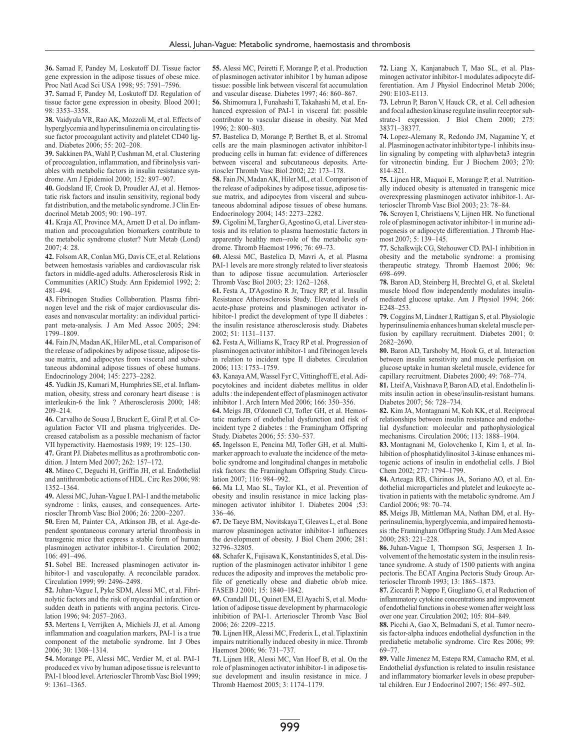**36.** Samad F, Pandey M, Loskutoff DJ. Tissue factor gene expression in the adipose tissues of obese mice. Proc Natl Acad Sci USA 1998; 95: 7591–7596.

**37.** Samad F, Pandey M, Loskutoff DJ. Regulation of tissue factor gene expression in obesity. Blood 2001; 98: 3353–3358.

**38.** Vaidyula VR, Rao AK, Mozzoli M, et al. Effects of hyperglycemia and hyperinsulinemia on circulating tissue factor procoagulant activity and platelet CD40 ligand. Diabetes 2006; 55: 202–208.

**39.** Sakkinen PA, Wahl P, Cushman M, et al. Clustering of procoagulation, inflammation, and fibrinolysis variables with metabolic factors in insulin resistance syndrome. Am J Epidemiol 2000; 152: 897–907.

**40.** Godsland IF, Crook D, Proudler AJ, et al. Hemostatic risk factors and insulin sensitivity, regional body fat distribution, and the metabolic syndrome. J Clin Endocrinol Metab 2005; 90: 190–197.

**41.** Kraja AT, Province MA, Arnett D et al. Do inflammation and procoagulation biomarkers contribute to the metabolic syndrome cluster? Nutr Metab (Lond) 2007; 4: 28.

**42.** Folsom AR, Conlan MG, Davis CE, et al. Relations between hemostasis variables and cardiovascular risk factors in middle-aged adults. Atherosclerosis Risk in Communities (ARIC) Study. Ann Epidemiol 1992; 2: 481–494.

**43.** Fibrinogen Studies Collaboration. Plasma fibrinogen level and the risk of major cardiovascular diseases and nonvascular mortality: an individual participant meta-analysis. J Am Med Assoc 2005; 294: 1799–1809.

**44.** Fain JN, Madan AK, Hiler ML, et al. Comparison of the release of adipokines by adipose tissue, adipose tissue matrix, and adipocytes from visceral and subcutaneous abdominal adipose tissues of obese humans. Endocrinology 2004; 145: 2273–2282.

**45.** Yudkin JS, Kumari M, Humphries SE, et al. Inflammation, obesity, stress and coronary heart disease : is interleukin-6 the link ? Atherosclerosis 2000; 148: 209–214.

**46.** Carvalho de Sousa J, Bruckert E, Giral P, et al. Coagulation Factor VII and plasma triglycerides. Decreased catabolism as a possible mechanism of factor VII hyperactivity. Haemostasis 1989; 19: 125–130.

**47.** Grant PJ. Diabetes mellitus as a prothrombotic condition. J Intern Med 2007; 262: 157–172.

**48.** Mineo C, Deguchi H, Griffin JH, et al. Endothelial and antithrombotic actions of HDL. Circ Res 2006; 98: 1352–1364.

**49.** Alessi MC, Juhan-Vague I. PAI-1 and the metabolic syndrome : links, causes, and consequences. Arterioscler Thromb Vasc Biol 2006; 26: 2200–2207.

**50.** Eren M, Painter CA, Atkinson JB, et al. Age-dependent spontaneous coronary arterial thrombosis in transgenic mice that express a stable form of human plasminogen activator inhibitor-1. Circulation 2002; 106: 491–496.

**51.** Sobel BE. Increased plasminogen activator inhibitor-1 and vasculopathy. A reconcilable paradox. Circulation 1999; 99: 2496–2498.

**52.** Juhan-Vague I, Pyke SDM, Alessi MC, et al. Fibrinolytic factors and the risk of myocardial infarction or sudden death in patients with angina pectoris. Circulation 1996; 94: 2057–2063.

**53.** Mertens I, Verrijken A, Michiels JJ, et al. Among inflammation and coagulation markers, PAI-1 is a true component of the metabolic syndrome. Int J Obes 2006; 30: 1308–1314.

**54.** Morange PE, Alessi MC, Verdier M, et al. PAI-1 produced ex vivo by human adipose tissue is relevant to PAI-1 blood level. Arterioscler Thromb Vasc Biol 1999; 9: 1361–1365.

**55.** Alessi MC, Peiretti F, Morange P, et al. Production of plasminogen activator inhibitor 1 by human adipose tissue: possible link between visceral fat accumulation and vascular disease. Diabetes 1997; 46: 860–867.

**56.** Shimomura I, Funahashi T, Takahashi M, et al. Enhanced expression of PAI-1 in visceral fat: possible contributor to vascular disease in obesity. Nat Med 1996; 2: 800–803.

**57.** Bastelica D, Morange P, Berthet B, et al. Stromal cells are the main plasminogen activator inhibitor-1 producing cells in human fat: evidence of differences between visceral and subcutaneous deposits. Arterioscler Thromb Vasc Biol 2002; 22: 173–178.

**58.** Fain JN, Madan AK, Hiler ML, et al. Comparison of the release of adipokines by adipose tissue, adipose tissue matrix, and adipocytes from visceral and subcutaneous abdominal adipose tissues of obese humans. Endocrinology 2004; 145: 2273–2282.

**59.** Cigolini M, Targher G, Agostino G, et al. Liver steatosis and its relation to plasma haemostatic factors in apparently healthy men--role of the metabolic syndrome. Thromb Haemost 1996; 76: 69–73.

**60.** Alessi MC, Bastelica D, Mavri A, et al. Plasma PAI-1 levels are more strongly related to liver steatosis than to adipose tissue accumulation. Arterioscler Thromb Vasc Biol 2003; 23: 1262–1268.

**61.** Festa A, D'Agostino R Jr, Tracy RP, et al. Insulin Resistance Atherosclerosis Study. Elevated levels of acute-phase proteins and plasminogen activator inhibitor-1 predict the development of type II diabetes : the insulin resistance atherosclerosis study. Diabetes 2002; 51: 1131–1137.

**62.** Festa A, Williams K, Tracy RP et al. Progression of plasminogen activator inhibitor-1 and fibrinogen levels in relation to incident type II diabetes. Circulation 2006; 113: 1753–1759.

**63.** Kanaya AM, Wassel Fyr C, Vittinghoff E, et al. Adipocytokines and incident diabetes mellitus in older adults : the independent effect of plasminogen activator inhibitor 1. Arch Intern Med 2006; 166: 350–356.

**64.** Meigs JB, O'donnell CJ, Tofler GH, et al. Hemostatic markers of endothelial dysfunction and risk of incident type 2 diabetes : the Framingham Offspring Study. Diabetes 2006; 55: 530–537.

**65.** Ingelsson E, Pencina MJ, Tofler GH, et al. Multimarker approach to evaluate the incidence of the metabolic syndrome and longitudinal changes in metabolic risk factors: the Framingham Offspring Study. Circulation 2007; 116: 984–992.

**66.** Ma LJ, Mao SL, Taylor KL, et al. Prevention of obesity and insulin resistance in mice lacking plasminogen activator inhibitor 1. Diabetes 2004 ;53: 336–46.

**67.** De Taeye BM, Novitskaya T, Gleaves L, et al. Bone marrow plasminogen activator inhibitor-1 influences the development of obesity. J Biol Chem 2006; 281: 32796–32805.

**68.** Schafer K, Fujisawa K, Konstantinides S, et al. Disruption of the plasminogen activator inhibitor 1 gene reduces the adiposity and improves the metabolic profile of genetically obese and diabetic ob/ob mice. FASEB J 2001; 15: 1840–1842.

**69.** Crandall DL, Quinet EM, El Ayachi S, et al. Modulation of adipose tissue development by pharmacologic inhibition of PAI-1. Arterioscler Thromb Vasc Biol 2006; 26: 2209–2215.

**70.** Lijnen HR, Alessi MC, Frederix L, et al. Tiplaxtinin impairs nutritionally induced obesity in mice. Thromb Haemost 2006; 96: 731–737.

**71.** Lijnen HR, Alessi MC, Van Hoef B, et al. On the role of plasminogen activator inhibitor-1 in adipose tissue development and insulin resistance in mice. J Thromb Haemost 2005; 3: 1174–1179.

**72.** Liang X, Kanjanabuch T, Mao SL, et al. Plasminogen activator inhibitor-1 modulates adipocyte differentiation. Am J Physiol Endocrinol Metab 2006; 290: E103-E113.

**73.** Lebrun P, Baron V, Hauck CR, et al. Cell adhesion and focal adhesion kinase regulate insulin receptor substrate-1 expression. J Biol Chem 2000; 275: 38371–38377.

**74.** Lopez-Alemany R, Redondo JM, Nagamine Y, et al. Plasminogen activator inhibitor type-1 inhibits insulin signaling by competing with alphavbeta3 integrin for vitronectin binding. Eur J Biochem 2003; 270: 814–821.

**75.** Lijnen HR, Maquoi E, Morange P, et al. Nutritionally induced obesity is attenuated in transgenic mice overexpressing plasminogen activator inhibitor-1. Arterioscler Thromb Vasc Biol 2003; 23: 78–84.

**76.** Scroyen I, Christiaens V, Lijnen HR. No functional role of plasminogen activator inhibitor-1 in murine adipogenesis or adipocyte differentiation. J Thromb Haemost 2007; 5: 139–145.

**77.** Schalkwijk CG, Stehouwer CD. PAI-1 inhibition in obesity and the metabolic syndrome: a promising therapeutic strategy. Thromb Haemost 2006; 96: 698–699.

**78.** Baron AD, Steinberg H, Brechtel G, et al. Skeletal muscle blood flow independently modulates insulin-mediated glucose uptake. Am J Physiol 1994; 266: E248–253.

**79.** Coggins M, Lindner J, Rattigan S, et al. Physiologic hyperinsulinemia enhances human skeletal muscle perfusion by capillary recruitment. Diabetes 2001; 0: 2682–2690.

**80.** Baron AD, Tarshoby M, Hook G, et al. Interaction between insulin sensitivity and muscle perfusion on glucose uptake in human skeletal muscle, evidence for capillary recruitment. Diabetes 2000; 49: 768–774.

**81.** Lteif A, Vaishnava P, Baron AD, et al. Endothelin limits insulin action in obese/insulin-resistant humans. Diabetes 2007; 56: 728–734.

**82.** Kim JA, Montagnani M, Koh KK, et al. Reciprocal relationships between insulin resistance and endothelial dysfunction: molecular and pathophysiological mechanisms. Circulation 2006; 113: 1888–1904.

**83.** Montagnani M, Golovchenko I, Kim I, et al. Inhibition of phosphatidylinositol 3-kinase enhances mitogenic actions of insulin in endothelial cells. J Biol Chem 2002; 277: 1794–1799.

**84.** Arteaga RB, Chirinos JA, Soriano AO, et al. Endothelial microparticles and platelet and leukocyte activation in patients with the metabolic syndrome. Am J Cardiol 2006; 98: 70–74.

**85.** Meigs JB, Mittleman MA, Nathan DM, et al. Hyperinsulinemia, hyperglycemia, and impaired hemostasis :the Framingham Offspring Study. J Am Med Assoc 2000; 283: 221–228.

**86.** Juhan-Vague I, Thompson SG, Jespersen J. Involvement of the hemostatic system in the insulin resistance syndrome. A study of 1500 patients with angina pectoris. The ECAT Angina Pectoris Study Group. Arterioscler Thromb 1993; 13: 1865–1873.

**87.** Ziccardi P, Nappo F, Giugliano G, et al Reduction of inflammatory cytokine concentrations and improvement of endothelial functions in obese women after weight loss over one year. Circulation 2002; 105: 804–849.

**88.** Picchi A, Gao X, Belmadani S, et al. Tumor necrosis factor-alpha induces endothelial dysfunction in the prediabetic metabolic syndrome. Circ Res 2006; 99: 69–77.

**89.** Valle Jimenez M, Estepa RM, Camacho RM, et al. Endothelial dysfunction is related to insulin resistance and inflammatory biomarker levels in obese prepubertal children. Eur J Endocrinol 2007; 156: 497–502.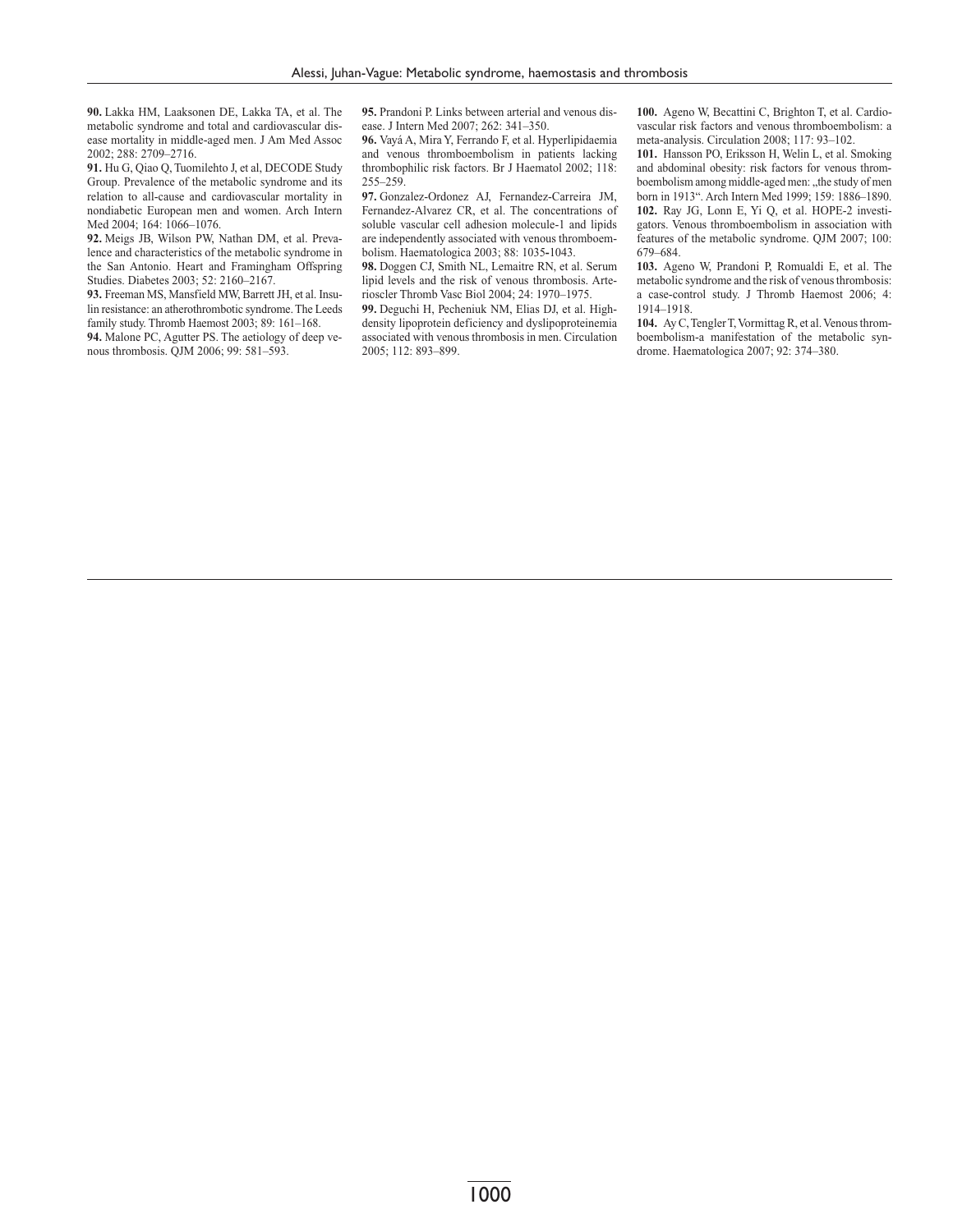**90.** Lakka HM, Laaksonen DE, Lakka TA, et al. The metabolic syndrome and total and cardiovascular disease mortality in middle-aged men. J Am Med Assoc 2002; 288: 2709–2716.

**91.** Hu G, Qiao Q, Tuomilehto J, et al, DECODE Study Group. Prevalence of the metabolic syndrome and its relation to all-cause and cardiovascular mortality in nondiabetic European men and women. Arch Intern Med 2004; 164: 1066–1076.

**92.** Meigs JB, Wilson PW, Nathan DM, et al. Prevalence and characteristics of the metabolic syndrome in the San Antonio. Heart and Framingham Offspring Studies. Diabetes 2003; 52: 2160–2167.

**93.** Freeman MS, Mansfield MW, Barrett JH, et al. Insulin resistance: an atherothrombotic syndrome. The Leeds family study. Thromb Haemost 2003; 89: 161–168.

**94.** Malone PC, Agutter PS. The aetiology of deep venous thrombosis. QJM 2006; 99: 581–593.

**95.** Prandoni P. Links between arterial and venous disease. J Intern Med 2007; 262: 341–350.

**96.** Vayá A, Mira Y, Ferrando F, et al. Hyperlipidaemia and venous thromboembolism in patients lacking thrombophilic risk factors. Br J Haematol 2002; 118: 255–259.

**97.** Gonzalez-Ordonez AJ, Fernandez-Carreira JM, Fernandez-Alvarez CR, et al. The concentrations of soluble vascular cell adhesion molecule-1 and lipids are independently associated with venous thromboembolism. Haematologica 2003; 88: 1035-1043.

**98.** Doggen CJ, Smith NL, Lemaitre RN, et al. Serum lipid levels and the risk of venous thrombosis. Arterioscler Thromb Vasc Biol 2004; 24: 1970–1975.

**99.** Deguchi H, Pecheniuk NM, Elias DJ, et al. High-density lipoprotein deficiency and dyslipoproteinemia associated with venous thrombosis in men. Circulation 2005; 112: 893–899.

**100.** Ageno W, Becattini C, Brighton T, et al. Cardiovascular risk factors and venous thromboembolism: a meta-analysis. Circulation 2008; 117: 93–102.

**101.** Hansson PO, Eriksson H, Welin L, et al. Smoking and abdominal obesity: risk factors for venous thromboembolism among middle-aged men: „the study of men born in 1913“. Arch Intern Med 1999; 159: 1886–1890.

**102.** Ray JG, Lonn E, Yi Q, et al. HOPE-2 investigators. Venous thromboembolism in association with features of the metabolic syndrome. QJM 2007; 100: 679–684.

**103.** Ageno W, Prandoni P, Romualdi E, et al. The metabolic syndrome and the risk of venous thrombosis: a case-control study. J Thromb Haemost 2006; 4: 1914–1918.

**104.** Ay C, Tengler T, Vormittag R, et al. Venous thromboembolism-a manifestation of the metabolic syndrome. Haematologica 2007; 92: 374–380.